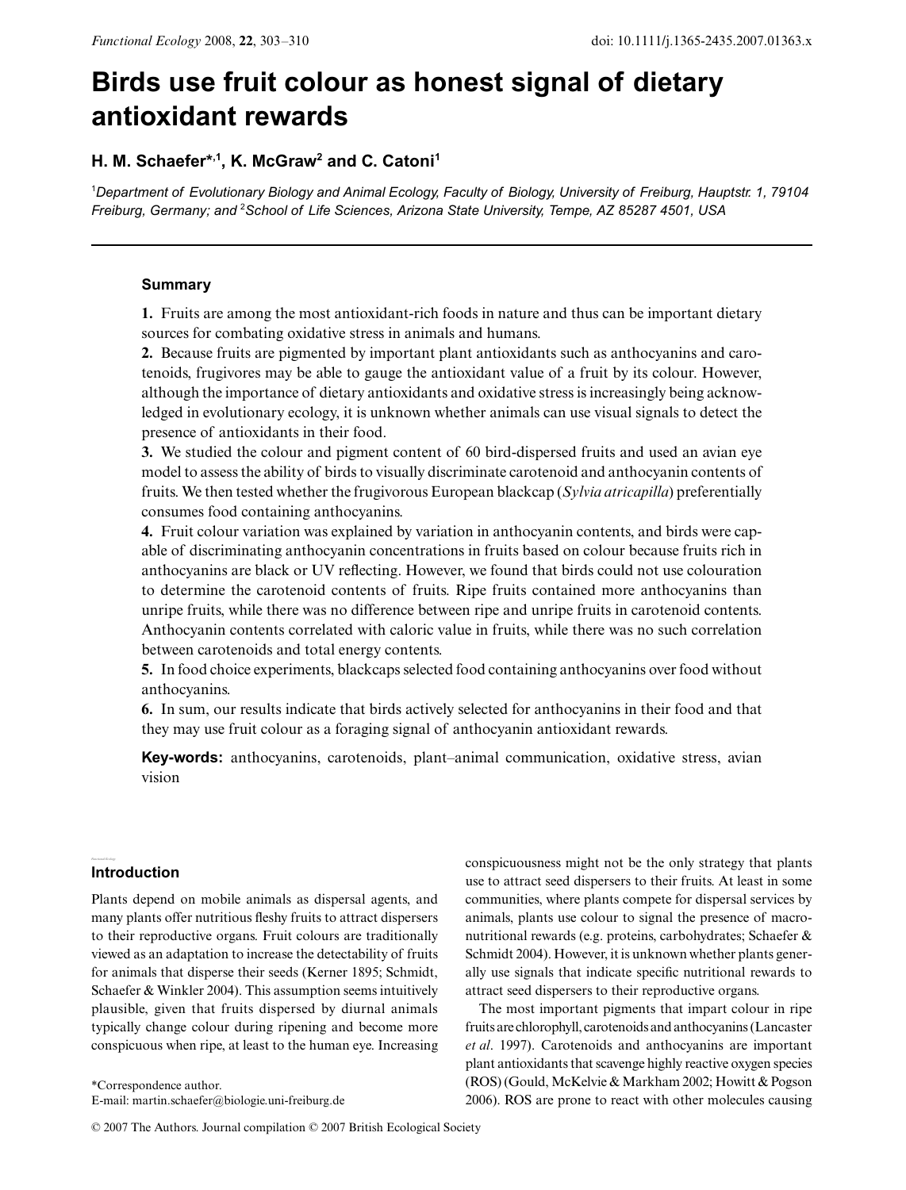# Birds use fruit colour as honest signal of dietary antioxidant rewards

**H. M. Schaefer*[,1], K. McGraw[2] and C. Catoni[1]**

[1]*Department of Evolutionary Biology and Animal Ecology, Faculty of Biology, University of Freiburg, Hauptstr. 1, 79104 Freiburg, Germany; and* [2]*School of Life Sciences, Arizona State University, Tempe, AZ 85287 4501, USA*

## Summary

**1.** Fruits are among the most antioxidant-rich foods in nature and thus can be important dietary sources for combating oxidative stress in animals and humans.

**2.** Because fruits are pigmented by important plant antioxidants such as anthocyanins and carotenoids, frugivores may be able to gauge the antioxidant value of a fruit by its colour. However, although the importance of dietary antioxidants and oxidative stress is increasingly being acknowledged in evolutionary ecology, it is unknown whether animals can use visual signals to detect the presence of antioxidants in their food.

**3.** We studied the colour and pigment content of 60 bird-dispersed fruits and used an avian eye model to assess the ability of birds to visually discriminate carotenoid and anthocyanin contents of fruits. We then tested whether the frugivorous European blackcap (*Sylvia atricapilla*) preferentially consumes food containing anthocyanins.

**4.** Fruit colour variation was explained by variation in anthocyanin contents, and birds were capable of discriminating anthocyanin concentrations in fruits based on colour because fruits rich in anthocyanins are black or UV reflecting. However, we found that birds could not use colouration to determine the carotenoid contents of fruits. Ripe fruits contained more anthocyanins than unripe fruits, while there was no difference between ripe and unripe fruits in carotenoid contents. Anthocyanin contents correlated with caloric value in fruits, while there was no such correlation between carotenoids and total energy contents.

**5.** In food choice experiments, blackcaps selected food containing anthocyanins over food without anthocyanins.

**6.** In sum, our results indicate that birds actively selected for anthocyanins in their food and that they may use fruit colour as a foraging signal of anthocyanin antioxidant rewards.

**Key-words:** anthocyanins, carotenoids, plant–animal communication, oxidative stress, avian vision

## Introduction

Plants depend on mobile animals as dispersal agents, and many plants offer nutritious fleshy fruits to attract dispersers to their reproductive organs. Fruit colours are traditionally viewed as an adaptation to increase the detectability of fruits for animals that disperse their seeds (Kerner 1895; Schmidt, Schaefer & Winkler 2004). This assumption seems intuitively plausible, given that fruits dispersed by diurnal animals typically change colour during ripening and become more conspicuous when ripe, at least to the human eye. Increasing conspicuousness might not be the only strategy that plants use to attract seed dispersers to their fruits. At least in some communities, where plants compete for dispersal services by animals, plants use colour to signal the presence of macronutritional rewards (e.g. proteins, carbohydrates; Schaefer & Schmidt 2004). However, it is unknown whether plants generally use signals that indicate specific nutritional rewards to attract seed dispersers to their reproductive organs.

The most important pigments that impart colour in ripe fruits are chlorophyll, carotenoids and anthocyanins (Lancaster *et al*. 1997). Carotenoids and anthocyanins are important plant antioxidants that scavenge highly reactive oxygen species (ROS) (Gould, McKelvie & Markham 2002; Howitt & Pogson 2006). ROS are prone to react with other molecules causing

*Correspondence author.
E-mail: martin.schaefer@biologie.uni-freiburg.de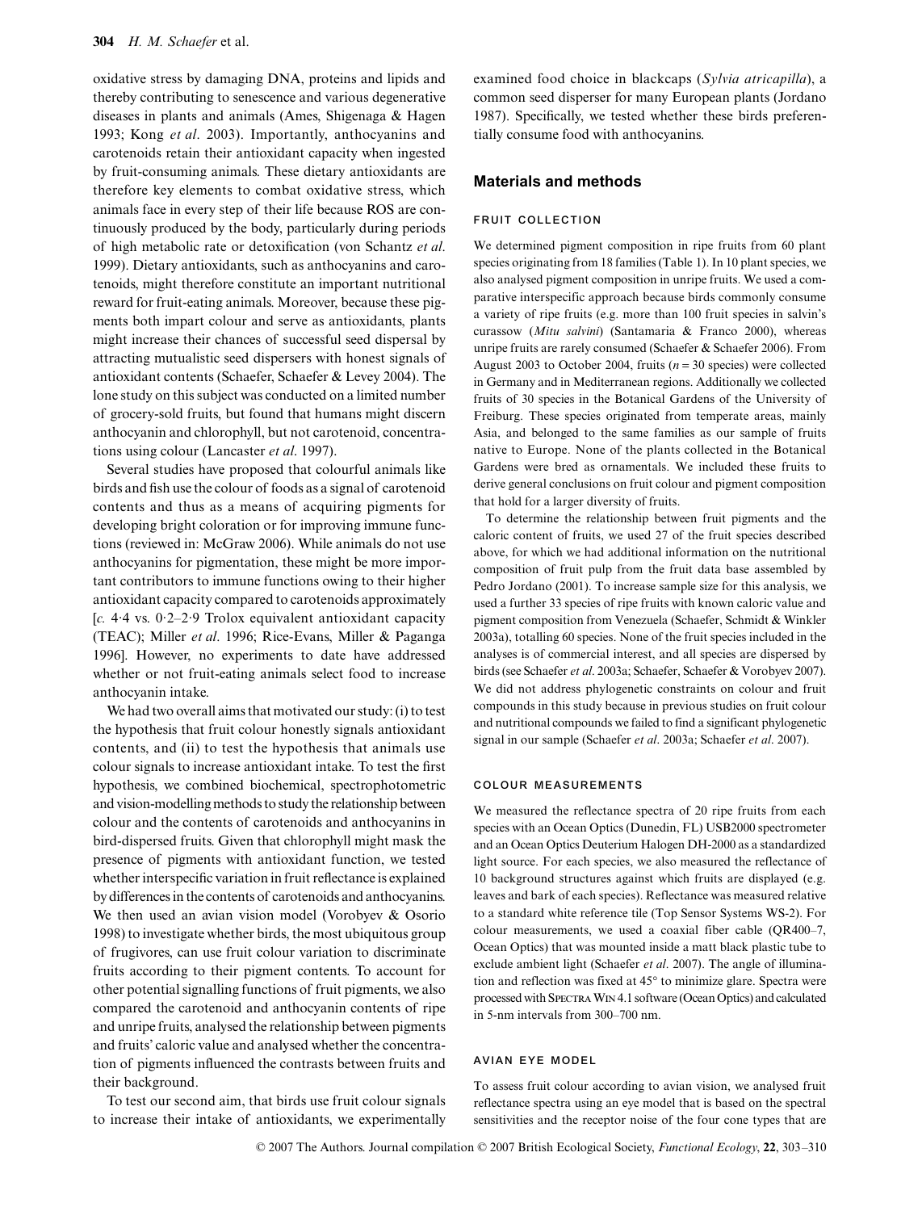oxidative stress by damaging DNA, proteins and lipids and thereby contributing to senescence and various degenerative diseases in plants and animals (Ames, Shigenaga & Hagen 1993; Kong *et al*. 2003). Importantly, anthocyanins and carotenoids retain their antioxidant capacity when ingested by fruit-consuming animals. These dietary antioxidants are therefore key elements to combat oxidative stress, which animals face in every step of their life because ROS are continuously produced by the body, particularly during periods of high metabolic rate or detoxification (von Schantz *et al*. 1999). Dietary antioxidants, such as anthocyanins and carotenoids, might therefore constitute an important nutritional reward for fruit-eating animals. Moreover, because these pigments both impart colour and serve as antioxidants, plants might increase their chances of successful seed dispersal by attracting mutualistic seed dispersers with honest signals of antioxidant contents (Schaefer, Schaefer & Levey 2004). The lone study on this subject was conducted on a limited number of grocery-sold fruits, but found that humans might discern anthocyanin and chlorophyll, but not carotenoid, concentrations using colour (Lancaster *et al*. 1997).

Several studies have proposed that colourful animals like birds and fish use the colour of foods as a signal of carotenoid contents and thus as a means of acquiring pigments for developing bright coloration or for improving immune functions (reviewed in: McGraw 2006). While animals do not use anthocyanins for pigmentation, these might be more important contributors to immune functions owing to their higher antioxidant capacity compared to carotenoids approximately [*c.* 4·4 vs. 0·2–2·9 Trolox equivalent antioxidant capacity (TEAC); Miller *et al*. 1996; Rice-Evans, Miller & Paganga 1996]. However, no experiments to date have addressed whether or not fruit-eating animals select food to increase anthocyanin intake.

We had two overall aims that motivated our study: (i) to test the hypothesis that fruit colour honestly signals antioxidant contents, and (ii) to test the hypothesis that animals use colour signals to increase antioxidant intake. To test the first hypothesis, we combined biochemical, spectrophotometric and vision-modelling methods to study the relationship between colour and the contents of carotenoids and anthocyanins in bird-dispersed fruits. Given that chlorophyll might mask the presence of pigments with antioxidant function, we tested whether interspecific variation in fruit reflectance is explained by differences in the contents of carotenoids and anthocyanins. We then used an avian vision model (Vorobyev & Osorio 1998) to investigate whether birds, the most ubiquitous group of frugivores, can use fruit colour variation to discriminate fruits according to their pigment contents. To account for other potential signalling functions of fruit pigments, we also compared the carotenoid and anthocyanin contents of ripe and unripe fruits, analysed the relationship between pigments and fruits' caloric value and analysed whether the concentration of pigments influenced the contrasts between fruits and their background.

To test our second aim, that birds use fruit colour signals to increase their intake of antioxidants, we experimentally examined food choice in blackcaps (*Sylvia atricapilla*), a common seed disperser for many European plants (Jordano 1987). Specifically, we tested whether these birds preferentially consume food with anthocyanins.

## Materials and methods

### FRUIT COLLECTION

We determined pigment composition in ripe fruits from 60 plant species originating from 18 families (Table 1). In 10 plant species, we also analysed pigment composition in unripe fruits. We used a comparative interspecific approach because birds commonly consume a variety of ripe fruits (e.g. more than 100 fruit species in salvin's curassow (*Mitu salvini*) (Santamaria & Franco 2000), whereas unripe fruits are rarely consumed (Schaefer & Schaefer 2006). From August 2003 to October 2004, fruits ($n = 30$ species) were collected in Germany and in Mediterranean regions. Additionally we collected fruits of 30 species in the Botanical Gardens of the University of Freiburg. These species originated from temperate areas, mainly Asia, and belonged to the same families as our sample of fruits native to Europe. None of the plants collected in the Botanical Gardens were bred as ornamentals. We included these fruits to derive general conclusions on fruit colour and pigment composition that hold for a larger diversity of fruits.

To determine the relationship between fruit pigments and the caloric content of fruits, we used 27 of the fruit species described above, for which we had additional information on the nutritional composition of fruit pulp from the fruit data base assembled by Pedro Jordano (2001). To increase sample size for this analysis, we used a further 33 species of ripe fruits with known caloric value and pigment composition from Venezuela (Schaefer, Schmidt & Winkler 2003a), totalling 60 species. None of the fruit species included in the analyses is of commercial interest, and all species are dispersed by birds (see Schaefer *et al*. 2003a; Schaefer, Schaefer & Vorobyev 2007). We did not address phylogenetic constraints on colour and fruit compounds in this study because in previous studies on fruit colour and nutritional compounds we failed to find a significant phylogenetic signal in our sample (Schaefer *et al*. 2003a; Schaefer *et al*. 2007).

### COLOUR MEASUREMENTS

We measured the reflectance spectra of 20 ripe fruits from each species with an Ocean Optics (Dunedin, FL) USB2000 spectrometer and an Ocean Optics Deuterium Halogen DH-2000 as a standardized light source. For each species, we also measured the reflectance of 10 background structures against which fruits are displayed (e.g. leaves and bark of each species). Reflectance was measured relative to a standard white reference tile (Top Sensor Systems WS-2). For colour measurements, we used a coaxial fiber cable (QR400–7, Ocean Optics) that was mounted inside a matt black plastic tube to exclude ambient light (Schaefer *et al*. 2007). The angle of illumination and reflection was fixed at 45° to minimize glare. Spectra were processed with SpectraWin 4.1 software (Ocean Optics) and calculated in 5-nm intervals from 300–700 nm.

### AVIAN EYE MODEL

To assess fruit colour according to avian vision, we analysed fruit reflectance spectra using an eye model that is based on the spectral sensitivities and the receptor noise of the four cone types that are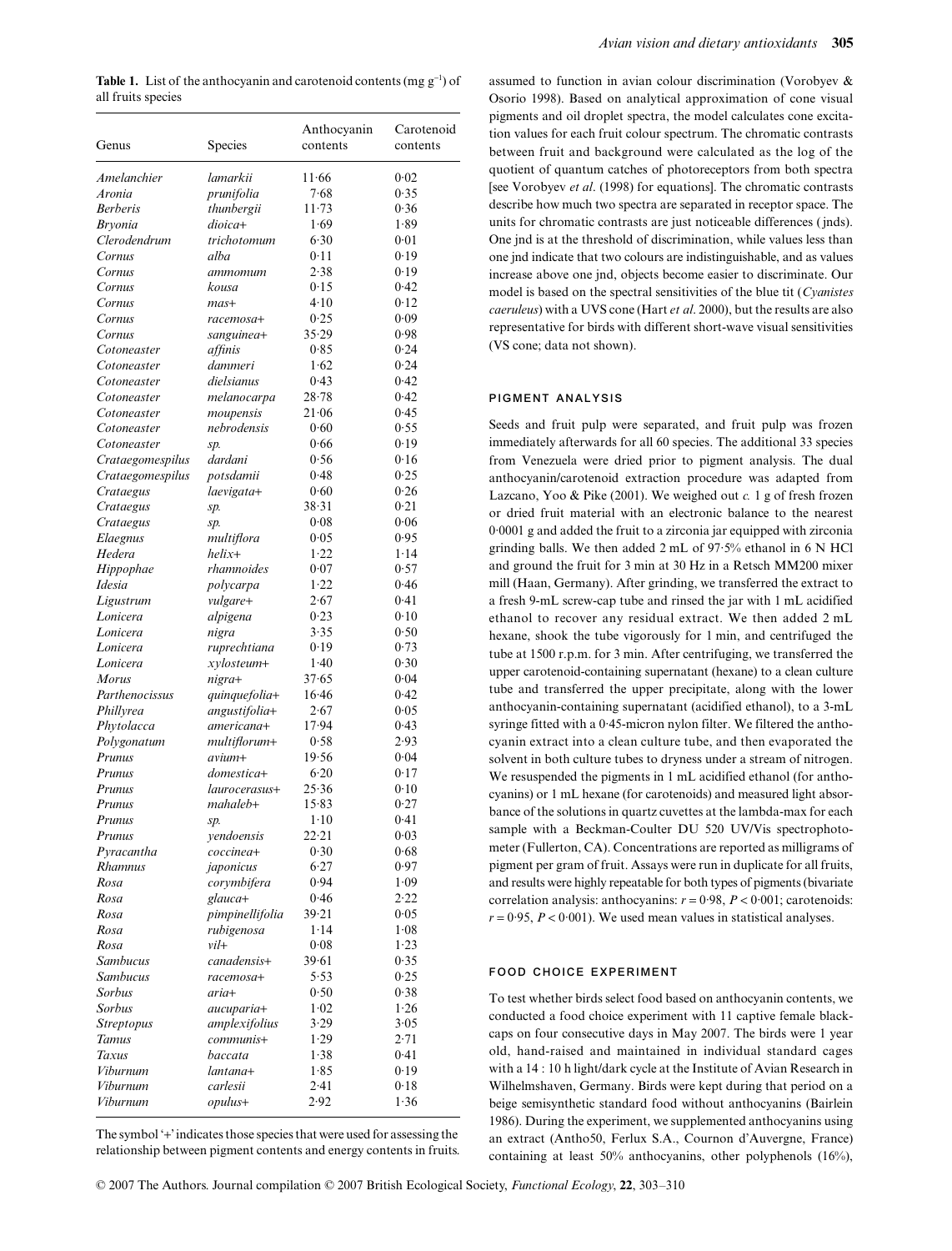**Table 1.** List of the anthocyanin and carotenoid contents (mg g$^{-1}$) of all fruits species

| Genus | Species | Anthocyanin contents | Carotenoid contents |
|---|---|---|---|
| *Amelanchier* | *lamarkii* | 11·66 | 0·02 |
| *Aronia* | *prunifolia* | 7·68 | 0·35 |
| *Berberis* | *thunbergii* | 11·73 | 0·36 |
| *Bryonia* | *dioica+* | 1·69 | 1·89 |
| *Clerodendrum* | *trichotomum* | 6·30 | 0·01 |
| *Cornus* | *alba* | 0·11 | 0·19 |
| *Cornus* | *ammomum* | 2·38 | 0·19 |
| *Cornus* | *kousa* | 0·15 | 0·42 |
| *Cornus* | *mas+* | 4·10 | 0·12 |
| *Cornus* | *racemosa+* | 0·25 | 0·09 |
| *Cornus* | *sanguinea+* | 35·29 | 0·98 |
| *Cotoneaster* | *affinis* | 0·85 | 0·24 |
| *Cotoneaster* | *dammeri* | 1·62 | 0·24 |
| *Cotoneaster* | *dielsianus* | 0·43 | 0·42 |
| *Cotoneaster* | *melanocarpa* | 28·78 | 0·42 |
| *Cotoneaster* | *moupensis* | 21·06 | 0·45 |
| *Cotoneaster* | *nebrodensis* | 0·60 | 0·55 |
| *Cotoneaster* | *sp.* | 0·66 | 0·19 |
| *Crataegomespilus* | *dardani* | 0·56 | 0·16 |
| *Crataegomespilus* | *potsdamii* | 0·48 | 0·25 |
| *Crataegus* | *laevigata+* | 0·60 | 0·26 |
| *Crataegus* | *sp.* | 38·31 | 0·21 |
| *Crataegus* | *sp.* | 0·08 | 0·06 |
| *Elaegnus* | *multiflora* | 0·05 | 0·95 |
| *Hedera* | *helix+* | 1·22 | 1·14 |
| *Hippophae* | *rhamnoides* | 0·07 | 0·57 |
| *Idesia* | *polycarpa* | 1·22 | 0·46 |
| *Ligustrum* | *vulgare+* | 2·67 | 0·41 |
| *Lonicera* | *alpigena* | 0·23 | 0·10 |
| *Lonicera* | *nigra* | 3·35 | 0·50 |
| *Lonicera* | *ruprechtiana* | 0·19 | 0·73 |
| *Lonicera* | *xylosteum+* | 1·40 | 0·30 |
| *Morus* | *nigra+* | 37·65 | 0·04 |
| *Parthenocissus* | *quinquefolia+* | 16·46 | 0·42 |
| *Phillyrea* | *angustifolia+* | 2·67 | 0·05 |
| *Phytolacca* | *americana+* | 17·94 | 0·43 |
| *Polygonatum* | *multiflorum+* | 0·58 | 2·93 |
| *Prunus* | *avium+* | 19·56 | 0·04 |
| *Prunus* | *domestica+* | 6·20 | 0·17 |
| *Prunus* | *laurocerasus+* | 25·36 | 0·10 |
| *Prunus* | *mahaleb+* | 15·83 | 0·27 |
| *Prunus* | *sp.* | 1·10 | 0·41 |
| *Prunus* | *yendoensis* | 22·21 | 0·03 |
| *Pyracantha* | *coccinea+* | 0·30 | 0·68 |
| *Rhamnus* | *japonicus* | 6·27 | 0·97 |
| *Rosa* | *corymbifera* | 0·94 | 1·09 |
| *Rosa* | *glauca+* | 0·46 | 2·22 |
| *Rosa* | *pimpinellifolia* | 39·21 | 0·05 |
| *Rosa* | *rubigenosa* | 1·14 | 1·08 |
| *Rosa* | *vil+* | 0·08 | 1·23 |
| *Sambucus* | *canadensis+* | 39·61 | 0·35 |
| *Sambucus* | *racemosa+* | 5·53 | 0·25 |
| *Sorbus* | *aria+* | 0·50 | 0·38 |
| *Sorbus* | *aucuparia+* | 1·02 | 1·26 |
| *Streptopus* | *amplexifolius* | 3·29 | 3·05 |
| *Tamus* | *communis+* | 1·29 | 2·71 |
| *Taxus* | *baccata* | 1·38 | 0·41 |
| *Viburnum* | *lantana+* | 1·85 | 0·19 |
| *Viburnum* | *carlesii* | 2·41 | 0·18 |
| *Viburnum* | *opulus+* | 2·92 | 1·36 |

The symbol '+' indicates those species that were used for assessing the relationship between pigment contents and energy contents in fruits.

assumed to function in avian colour discrimination (Vorobyev & Osorio 1998). Based on analytical approximation of cone visual pigments and oil droplet spectra, the model calculates cone excitation values for each fruit colour spectrum. The chromatic contrasts between fruit and background were calculated as the log of the quotient of quantum catches of photoreceptors from both spectra [see Vorobyev *et al*. (1998) for equations]. The chromatic contrasts describe how much two spectra are separated in receptor space. The units for chromatic contrasts are just noticeable differences ( jnds). One jnd is at the threshold of discrimination, while values less than one jnd indicate that two colours are indistinguishable, and as values increase above one jnd, objects become easier to discriminate. Our model is based on the spectral sensitivities of the blue tit (*Cyanistes caeruleus*) with a UVS cone (Hart *et al*. 2000), but the results are also representative for birds with different short-wave visual sensitivities (VS cone; data not shown).

## PIGMENT ANALYSIS

Seeds and fruit pulp were separated, and fruit pulp was frozen immediately afterwards for all 60 species. The additional 33 species from Venezuela were dried prior to pigment analysis. The dual anthocyanin/carotenoid extraction procedure was adapted from Lazcano, Yoo & Pike (2001). We weighed out *c.* 1 g of fresh frozen or dried fruit material with an electronic balance to the nearest 0·0001 g and added the fruit to a zirconia jar equipped with zirconia grinding balls. We then added 2 mL of 97·5% ethanol in 6 N HCl and ground the fruit for 3 min at 30 Hz in a Retsch MM200 mixer mill (Haan, Germany). After grinding, we transferred the extract to a fresh 9-mL screw-cap tube and rinsed the jar with 1 mL acidified ethanol to recover any residual extract. We then added 2 mL hexane, shook the tube vigorously for 1 min, and centrifuged the tube at 1500 r.p.m. for 3 min. After centrifuging, we transferred the upper carotenoid-containing supernatant (hexane) to a clean culture tube and transferred the upper precipitate, along with the lower anthocyanin-containing supernatant (acidified ethanol), to a 3-mL syringe fitted with a 0·45-micron nylon filter. We filtered the anthocyanin extract into a clean culture tube, and then evaporated the solvent in both culture tubes to dryness under a stream of nitrogen. We resuspended the pigments in 1 mL acidified ethanol (for anthocyanins) or 1 mL hexane (for carotenoids) and measured light absorbance of the solutions in quartz cuvettes at the lambda-max for each sample with a Beckman-Coulter DU 520 UV/Vis spectrophotometer (Fullerton, CA). Concentrations are reported as milligrams of pigment per gram of fruit. Assays were run in duplicate for all fruits, and results were highly repeatable for both types of pigments (bivariate correlation analysis: anthocyanins: $r = 0{\cdot}98$, $P < 0{\cdot}001$; carotenoids: $r = 0{\cdot}95$, $P < 0{\cdot}001$). We used mean values in statistical analyses.

## FOOD CHOICE EXPERIMENT

To test whether birds select food based on anthocyanin contents, we conducted a food choice experiment with 11 captive female blackcaps on four consecutive days in May 2007. The birds were 1 year old, hand-raised and maintained in individual standard cages with a 14 : 10 h light/dark cycle at the Institute of Avian Research in Wilhelmshaven, Germany. Birds were kept during that period on a beige semisynthetic standard food without anthocyanins (Bairlein 1986). During the experiment, we supplemented anthocyanins using an extract (Antho50, Ferlux S.A., Cournon d'Auvergne, France) containing at least 50% anthocyanins, other polyphenols (16%),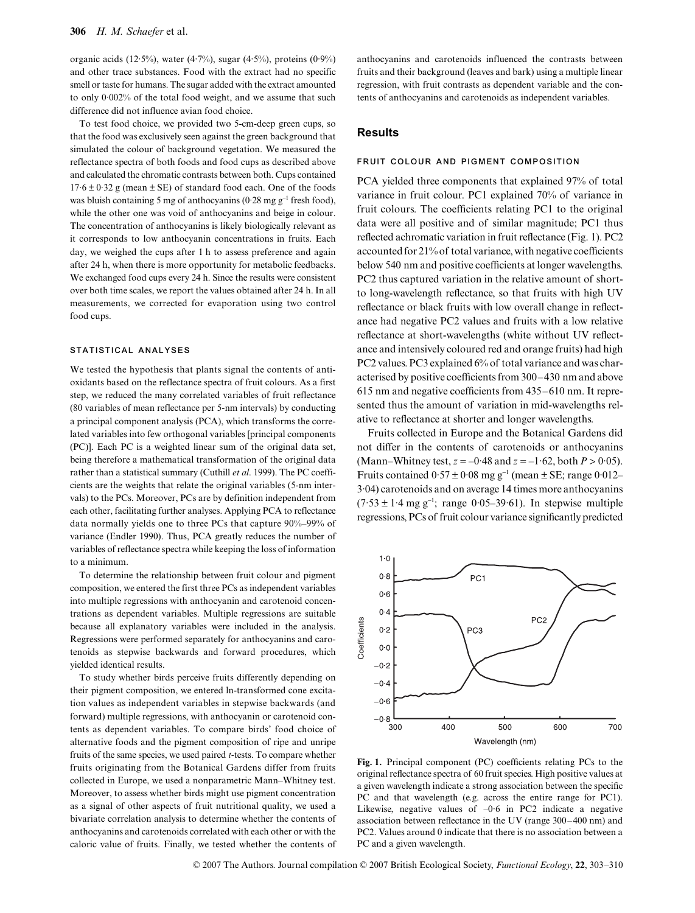organic acids (12·5%), water (4·7%), sugar (4·5%), proteins (0·9%) and other trace substances. Food with the extract had no specific smell or taste for humans. The sugar added with the extract amounted to only 0·002% of the total food weight, and we assume that such difference did not influence avian food choice.

To test food choice, we provided two 5-cm-deep green cups, so that the food was exclusively seen against the green background that simulated the colour of background vegetation. We measured the reflectance spectra of both foods and food cups as described above and calculated the chromatic contrasts between both. Cups contained 17·6 ± 0·32 g (mean ± SE) of standard food each. One of the foods was bluish containing 5 mg of anthocyanins (0·28 mg $g^{-1}$ fresh food), while the other one was void of anthocyanins and beige in colour. The concentration of anthocyanins is likely biologically relevant as it corresponds to low anthocyanin concentrations in fruits. Each day, we weighed the cups after 1 h to assess preference and again after 24 h, when there is more opportunity for metabolic feedbacks. We exchanged food cups every 24 h. Since the results were consistent over both time scales, we report the values obtained after 24 h. In all measurements, we corrected for evaporation using two control food cups.

### STATISTICAL ANALYSES

We tested the hypothesis that plants signal the contents of antioxidants based on the reflectance spectra of fruit colours. As a first step, we reduced the many correlated variables of fruit reflectance (80 variables of mean reflectance per 5-nm intervals) by conducting a principal component analysis (PCA), which transforms the correlated variables into few orthogonal variables [principal components (PC)]. Each PC is a weighted linear sum of the original data set, being therefore a mathematical transformation of the original data rather than a statistical summary (Cuthill *et al*. 1999). The PC coefficients are the weights that relate the original variables (5-nm intervals) to the PCs. Moreover, PCs are by definition independent from each other, facilitating further analyses. Applying PCA to reflectance data normally yields one to three PCs that capture 90%–99% of variance (Endler 1990). Thus, PCA greatly reduces the number of variables of reflectance spectra while keeping the loss of information to a minimum.

To determine the relationship between fruit colour and pigment composition, we entered the first three PCs as independent variables into multiple regressions with anthocyanin and carotenoid concentrations as dependent variables. Multiple regressions are suitable because all explanatory variables were included in the analysis. Regressions were performed separately for anthocyanins and carotenoids as stepwise backwards and forward procedures, which yielded identical results.

To study whether birds perceive fruits differently depending on their pigment composition, we entered ln-transformed cone excitation values as independent variables in stepwise backwards (and forward) multiple regressions, with anthocyanin or carotenoid contents as dependent variables. To compare birds' food choice of alternative foods and the pigment composition of ripe and unripe fruits of the same species, we used paired *t*-tests. To compare whether fruits originating from the Botanical Gardens differ from fruits collected in Europe, we used a nonparametric Mann–Whitney test. Moreover, to assess whether birds might use pigment concentration as a signal of other aspects of fruit nutritional quality, we used a bivariate correlation analysis to determine whether the contents of anthocyanins and carotenoids correlated with each other or with the caloric value of fruits. Finally, we tested whether the contents of anthocyanins and carotenoids influenced the contrasts between fruits and their background (leaves and bark) using a multiple linear regression, with fruit contrasts as dependent variable and the contents of anthocyanins and carotenoids as independent variables.

## Results

### FRUIT COLOUR AND PIGMENT COMPOSITION

PCA yielded three components that explained 97% of total variance in fruit colour. PC1 explained 70% of variance in fruit colours. The coefficients relating PC1 to the original data were all positive and of similar magnitude; PC1 thus reflected achromatic variation in fruit reflectance (Fig. 1). PC2 accounted for 21% of total variance, with negative coefficients below 540 nm and positive coefficients at longer wavelengths. PC2 thus captured variation in the relative amount of short- to long-wavelength reflectance, so that fruits with high UV reflectance or black fruits with low overall change in reflectance had negative PC2 values and fruits with a low relative reflectance at short-wavelengths (white without UV reflectance and intensively coloured red and orange fruits) had high PC2 values. PC3 explained 6% of total variance and was characterised by positive coefficients from 300–430 nm and above 615 nm and negative coefficients from 435–610 nm. It represented thus the amount of variation in mid-wavelengths relative to reflectance at shorter and longer wavelengths.

Fruits collected in Europe and the Botanical Gardens did not differ in the contents of carotenoids or anthocyanins (Mann–Whitney test, $z = -0·48$ and $z = -1·62$, both $P > 0·05$). Fruits contained 0·57 ± 0·08 mg $g^{-1}$ (mean ± SE; range 0·012–3·04) carotenoids and on average 14 times more anthocyanins (7·53 ± 1·4 mg $g^{-1}$; range 0·05–39·61). In stepwise multiple regressions, PCs of fruit colour variance significantly predicted

**Fig. 1.** Principal component (PC) coefficients relating PCs to the original reflectance spectra of 60 fruit species. High positive values at a given wavelength indicate a strong association between the specific PC and that wavelength (e.g. across the entire range for PC1). Likewise, negative values of −0·6 in PC2 indicate a negative association between reflectance in the UV (range 300–400 nm) and PC2. Values around 0 indicate that there is no association between a PC and a given wavelength.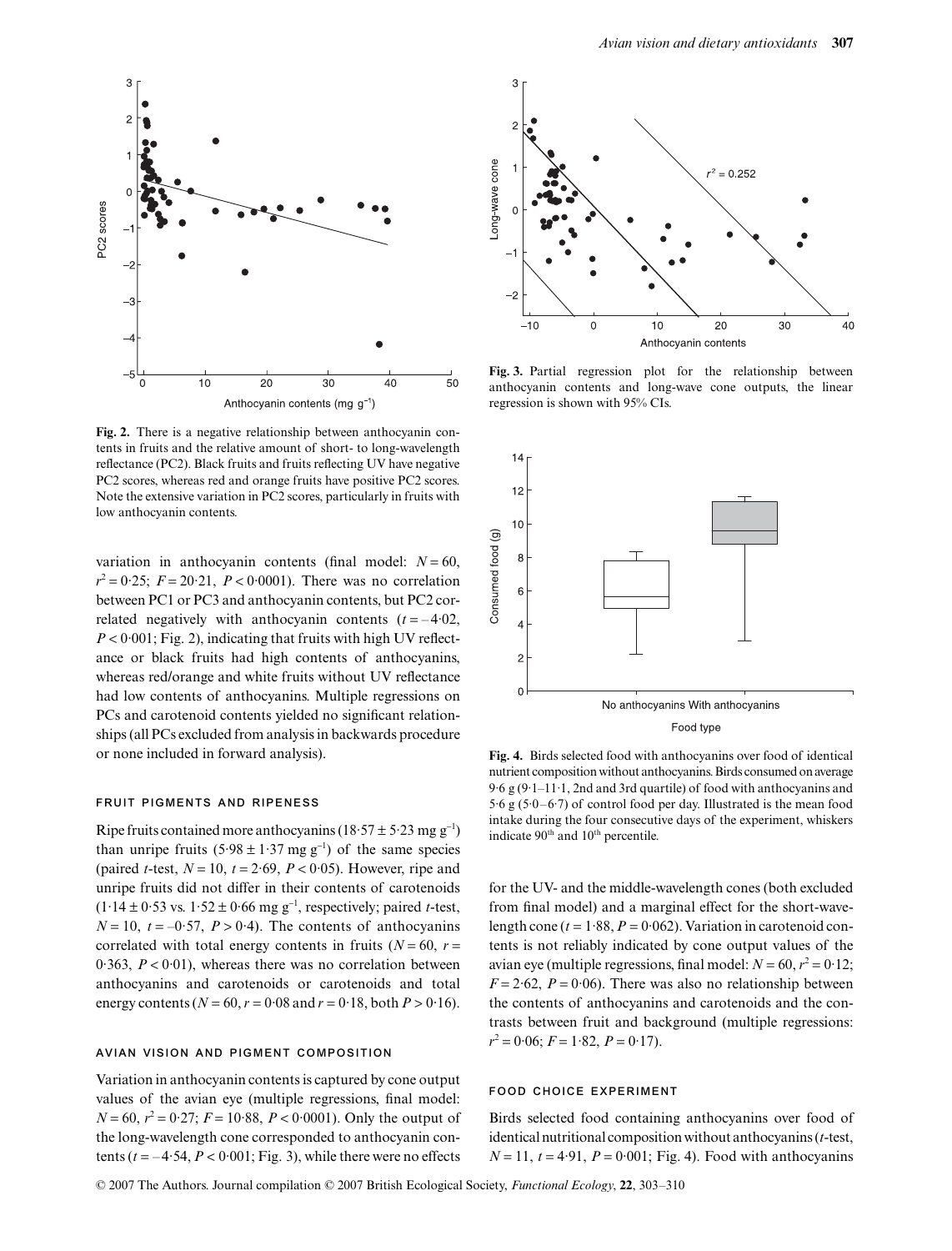**Fig. 2.** There is a negative relationship between anthocyanin contents in fruits and the relative amount of short- to long-wavelength reflectance (PC2). Black fruits and fruits reflecting UV have negative PC2 scores, whereas red and orange fruits have positive PC2 scores. Note the extensive variation in PC2 scores, particularly in fruits with low anthocyanin contents.

**Fig. 3.** Partial regression plot for the relationship between anthocyanin contents and long-wave cone outputs, the linear regression is shown with 95% CIs.

variation in anthocyanin contents (final model: $N = 60$, $r^2 = 0{\cdot}25$; $F = 20{\cdot}21$, $P < 0{\cdot}0001$). There was no correlation between PC1 or PC3 and anthocyanin contents, but PC2 correlated negatively with anthocyanin contents ($t = -4{\cdot}02$, $P < 0{\cdot}001$; Fig. 2), indicating that fruits with high UV reflectance or black fruits had high contents of anthocyanins, whereas red/orange and white fruits without UV reflectance had low contents of anthocyanins. Multiple regressions on PCs and carotenoid contents yielded no significant relationships (all PCs excluded from analysis in backwards procedure or none included in forward analysis).

### FRUIT PIGMENTS AND RIPENESS

Ripe fruits contained more anthocyanins ($18{\cdot}57 \pm 5{\cdot}23$ mg g$^{-1}$) than unripe fruits ($5{\cdot}98 \pm 1{\cdot}37$ mg g$^{-1}$) of the same species (paired *t*-test, $N = 10$, $t = 2{\cdot}69$, $P < 0{\cdot}05$). However, ripe and unripe fruits did not differ in their contents of carotenoids ($1{\cdot}14 \pm 0{\cdot}53$ vs. $1{\cdot}52 \pm 0{\cdot}66$ mg g$^{-1}$, respectively; paired *t*-test, $N = 10$, $t = -0{\cdot}57$, $P > 0{\cdot}4$). The contents of anthocyanins correlated with total energy contents in fruits ($N = 60$, $r = 0{\cdot}363$, $P < 0{\cdot}01$), whereas there was no correlation between anthocyanins and carotenoids or carotenoids and total energy contents ($N = 60$, $r = 0{\cdot}08$ and $r = 0{\cdot}18$, both $P > 0{\cdot}16$).

### AVIAN VISION AND PIGMENT COMPOSITION

Variation in anthocyanin contents is captured by cone output values of the avian eye (multiple regressions, final model: $N = 60$, $r^2 = 0{\cdot}27$; $F = 10{\cdot}88$, $P < 0{\cdot}0001$). Only the output of the long-wavelength cone corresponded to anthocyanin contents ($t = -4{\cdot}54$, $P < 0{\cdot}001$; Fig. 3), while there were no effects for the UV- and the middle-wavelength cones (both excluded from final model) and a marginal effect for the short-wavelength cone ($t = 1{\cdot}88$, $P = 0{\cdot}062$). Variation in carotenoid contents is not reliably indicated by cone output values of the avian eye (multiple regressions, final model: $N = 60$, $r^2 = 0{\cdot}12$; $F = 2{\cdot}62$, $P = 0{\cdot}06$). There was also no relationship between the contents of anthocyanins and carotenoids and the contrasts between fruit and background (multiple regressions: $r^2 = 0{\cdot}06$; $F = 1{\cdot}82$, $P = 0{\cdot}17$).

**Fig. 4.** Birds selected food with anthocyanins over food of identical nutrient composition without anthocyanins. Birds consumed on average 9·6 g (9·1–11·1, 2nd and 3rd quartile) of food with anthocyanins and 5·6 g (5·0–6·7) of control food per day. Illustrated is the mean food intake during the four consecutive days of the experiment, whiskers indicate 90[th] and 10[th] percentile.

### FOOD CHOICE EXPERIMENT

Birds selected food containing anthocyanins over food of identical nutritional composition without anthocyanins (*t*-test, $N = 11$, $t = 4{\cdot}91$, $P = 0{\cdot}001$; Fig. 4). Food with anthocyanins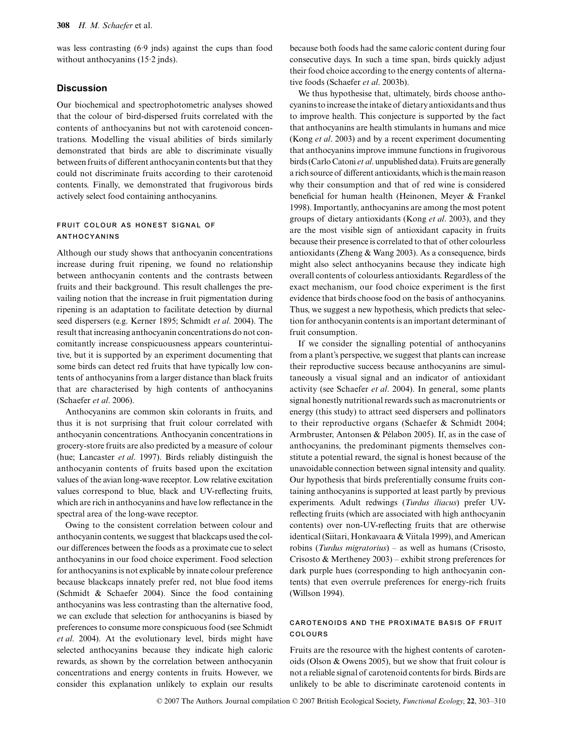was less contrasting (6·9 jnds) against the cups than food without anthocyanins (15·2 jnds).

## Discussion

Our biochemical and spectrophotometric analyses showed that the colour of bird-dispersed fruits correlated with the contents of anthocyanins but not with carotenoid concentrations. Modelling the visual abilities of birds similarly demonstrated that birds are able to discriminate visually between fruits of different anthocyanin contents but that they could not discriminate fruits according to their carotenoid contents. Finally, we demonstrated that frugivorous birds actively select food containing anthocyanins.

### FRUIT COLOUR AS HONEST SIGNAL OF ANTHOCYANINS

Although our study shows that anthocyanin concentrations increase during fruit ripening, we found no relationship between anthocyanin contents and the contrasts between fruits and their background. This result challenges the prevailing notion that the increase in fruit pigmentation during ripening is an adaptation to facilitate detection by diurnal seed dispersers (e.g. Kerner 1895; Schmidt *et al*. 2004). The result that increasing anthocyanin concentrations do not concomitantly increase conspicuousness appears counterintuitive, but it is supported by an experiment documenting that some birds can detect red fruits that have typically low contents of anthocyanins from a larger distance than black fruits that are characterised by high contents of anthocyanins (Schaefer *et al*. 2006).

Anthocyanins are common skin colorants in fruits, and thus it is not surprising that fruit colour correlated with anthocyanin concentrations. Anthocyanin concentrations in grocery-store fruits are also predicted by a measure of colour (hue; Lancaster *et al*. 1997). Birds reliably distinguish the anthocyanin contents of fruits based upon the excitation values of the avian long-wave receptor. Low relative excitation values correspond to blue, black and UV-reflecting fruits, which are rich in anthocyanins and have low reflectance in the spectral area of the long-wave receptor.

Owing to the consistent correlation between colour and anthocyanin contents, we suggest that blackcaps used the colour differences between the foods as a proximate cue to select anthocyanins in our food choice experiment. Food selection for anthocyanins is not explicable by innate colour preference because blackcaps innately prefer red, not blue food items (Schmidt & Schaefer 2004). Since the food containing anthocyanins was less contrasting than the alternative food, we can exclude that selection for anthocyanins is biased by preferences to consume more conspicuous food (see Schmidt *et al*. 2004). At the evolutionary level, birds might have selected anthocyanins because they indicate high caloric rewards, as shown by the correlation between anthocyanin concentrations and energy contents in fruits. However, we consider this explanation unlikely to explain our results because both foods had the same caloric content during four consecutive days. In such a time span, birds quickly adjust their food choice according to the energy contents of alternative foods (Schaefer *et al*. 2003b).

We thus hypothesise that, ultimately, birds choose anthocyanins to increase the intake of dietary antioxidants and thus to improve health. This conjecture is supported by the fact that anthocyanins are health stimulants in humans and mice (Kong *et al*. 2003) and by a recent experiment documenting that anthocyanins improve immune functions in frugivorous birds (Carlo Catoni *et al*. unpublished data). Fruits are generally a rich source of different antioxidants, which is the main reason why their consumption and that of red wine is considered beneficial for human health (Heinonen, Meyer & Frankel 1998). Importantly, anthocyanins are among the most potent groups of dietary antioxidants (Kong *et al*. 2003), and they are the most visible sign of antioxidant capacity in fruits because their presence is correlated to that of other colourless antioxidants (Zheng & Wang 2003). As a consequence, birds might also select anthocyanins because they indicate high overall contents of colourless antioxidants. Regardless of the exact mechanism, our food choice experiment is the first evidence that birds choose food on the basis of anthocyanins. Thus, we suggest a new hypothesis, which predicts that selection for anthocyanin contents is an important determinant of fruit consumption.

If we consider the signalling potential of anthocyanins from a plant's perspective, we suggest that plants can increase their reproductive success because anthocyanins are simultaneously a visual signal and an indicator of antioxidant activity (see Schaefer *et al*. 2004). In general, some plants signal honestly nutritional rewards such as macronutrients or energy (this study) to attract seed dispersers and pollinators to their reproductive organs (Schaefer & Schmidt 2004; Armbruster, Antonsen & Pélabon 2005). If, as in the case of anthocyanins, the predominant pigments themselves constitute a potential reward, the signal is honest because of the unavoidable connection between signal intensity and quality. Our hypothesis that birds preferentially consume fruits containing anthocyanins is supported at least partly by previous experiments. Adult redwings (*Turdus iliacus*) prefer UV-reflecting fruits (which are associated with high anthocyanin contents) over non-UV-reflecting fruits that are otherwise identical (Siitari, Honkavaara & Viitala 1999), and American robins (*Turdus migratorius*) – as well as humans (Crisosto, Crisosto & Mertheney 2003) – exhibit strong preferences for dark purple hues (corresponding to high anthocyanin contents) that even overrule preferences for energy-rich fruits (Willson 1994).

### CAROTENOIDS AND THE PROXIMATE BASIS OF FRUIT COLOURS

Fruits are the resource with the highest contents of carotenoids (Olson & Owens 2005), but we show that fruit colour is not a reliable signal of carotenoid contents for birds. Birds are unlikely to be able to discriminate carotenoid contents in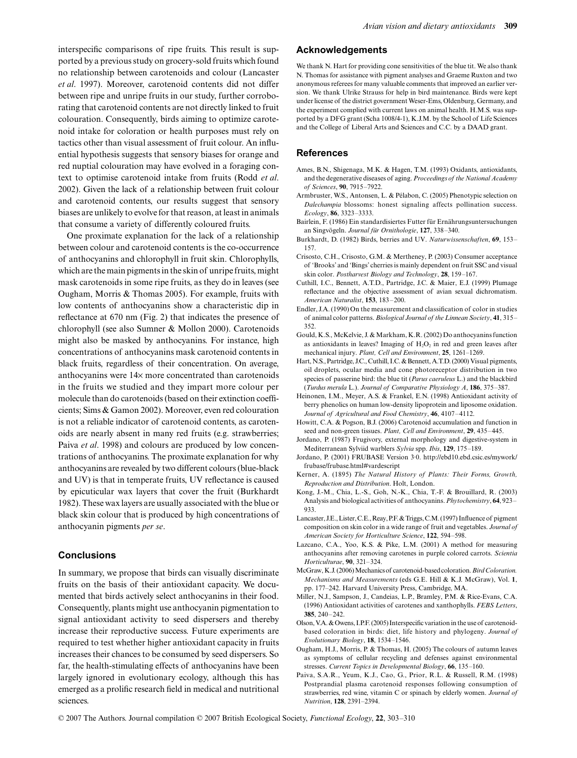interspecific comparisons of ripe fruits. This result is supported by a previous study on grocery-sold fruits which found no relationship between carotenoids and colour (Lancaster *et al*. 1997). Moreover, carotenoid contents did not differ between ripe and unripe fruits in our study, further corroborating that carotenoid contents are not directly linked to fruit colouration. Consequently, birds aiming to optimize carotenoid intake for coloration or health purposes must rely on tactics other than visual assessment of fruit colour. An influential hypothesis suggests that sensory biases for orange and red nuptial colouration may have evolved in a foraging context to optimise carotenoid intake from fruits (Rodd *et al*. 2002). Given the lack of a relationship between fruit colour and carotenoid contents, our results suggest that sensory biases are unlikely to evolve for that reason, at least in animals that consume a variety of differently coloured fruits.

One proximate explanation for the lack of a relationship between colour and carotenoid contents is the co-occurrence of anthocyanins and chlorophyll in fruit skin. Chlorophylls, which are the main pigments in the skin of unripe fruits, might mask carotenoids in some ripe fruits, as they do in leaves (see Ougham, Morris & Thomas 2005). For example, fruits with low contents of anthocyanins show a characteristic dip in reflectance at 670 nm (Fig. 2) that indicates the presence of chlorophyll (see also Sumner & Mollon 2000). Carotenoids might also be masked by anthocyanins. For instance, high concentrations of anthocyanins mask carotenoid contents in black fruits, regardless of their concentration. On average, anthocyanins were 14× more concentrated than carotenoids in the fruits we studied and they impart more colour per molecule than do carotenoids (based on their extinction coefficients; Sims & Gamon 2002). Moreover, even red colouration is not a reliable indicator of carotenoid contents, as carotenoids are nearly absent in many red fruits (e.g. strawberries; Paiva *et al*. 1998) and colours are produced by low concentrations of anthocyanins. The proximate explanation for why anthocyanins are revealed by two different colours (blue-black and UV) is that in temperate fruits, UV reflectance is caused by epicuticular wax layers that cover the fruit (Burkhardt 1982). These wax layers are usually associated with the blue or black skin colour that is produced by high concentrations of anthocyanin pigments *per se*.

## Conclusions

In summary, we propose that birds can visually discriminate fruits on the basis of their antioxidant capacity. We documented that birds actively select anthocyanins in their food. Consequently, plants might use anthocyanin pigmentation to signal antioxidant activity to seed dispersers and thereby increase their reproductive success. Future experiments are required to test whether higher antioxidant capacity in fruits increases their chances to be consumed by seed dispersers. So far, the health-stimulating effects of anthocyanins have been largely ignored in evolutionary ecology, although this has emerged as a prolific research field in medical and nutritional sciences.

## Acknowledgements

We thank N. Hart for providing cone sensitivities of the blue tit. We also thank N. Thomas for assistance with pigment analyses and Graeme Ruxton and two anonymous referees for many valuable comments that improved an earlier version. We thank Ulrike Strauss for help in bird maintenance. Birds were kept under license of the district government Weser-Ems, Oldenburg, Germany, and the experiment complied with current laws on animal health. H.M.S. was supported by a DFG grant (Scha 1008/4-1), K.J.M. by the School of Life Sciences and the College of Liberal Arts and Sciences and C.C. by a DAAD grant.

## References

Ames, B.N., Shigenaga, M.K. & Hagen, T.M. (1993) Oxidants, antioxidants, and the degenerative diseases of aging. *Proceedings of the National Academy of Sciences*, **90**, 7915–7922.

Armbruster, W.S., Antonsen, L. & Pélabon, C. (2005) Phenotypic selection on *Dalechampia* blossoms: honest signaling affects pollination success. *Ecology*, **86**, 3323–3333.

Bairlein, F. (1986) Ein standardisiertes Futter für Ernährungsuntersuchungen an Singvögeln. *Journal für Ornithologie*, **127**, 338–340.

Burkhardt, D. (1982) Birds, berries and UV. *Naturwissenschaften*, **69**, 153–157.

Crisosto, C.H., Crisosto, G.M. & Mertheney, P. (2003) Consumer acceptance of 'Brooks' and 'Bings' cherries is mainly dependent on fruit SSC and visual skin color. *Postharvest Biology and Technology*, **28**, 159–167.

Cuthill, I.C., Bennett, A.T.D., Partridge, J.C. & Maier, E.J. (1999) Plumage reflectance and the objective assessment of avian sexual dichromatism. *American Naturalist*, **153**, 183–200.

Endler, J.A. (1990) On the measurement and classification of color in studies of animal color patterns. *Biological Journal of the Linnean Society*, **41**, 315–352.

Gould, K.S., McKelvie, J. & Markham, K.R. (2002) Do anthocyanins function as antioxidants in leaves? Imaging of $H_2O_2$ in red and green leaves after mechanical injury. *Plant, Cell and Environment*, **25**, 1261–1269.

Hart, N.S., Partridge, J.C., Cuthill, I.C. & Bennett, A.T.D. (2000) Visual pigments, oil droplets, ocular media and cone photoreceptor distribution in two species of passerine bird: the blue tit (*Parus caeruleus* L.) and the blackbird (*Turdus merula* L.). *Journal of Comparative Physiology A*, **186**, 375–387.

Heinonen, I.M., Meyer, A.S. & Frankel, E.N. (1998) Antioxidant activity of berry phenolics on human low-density lipoprotein and liposome oxidation. *Journal of Agricultural and Food Chemistry*, **46**, 4107–4112.

Howitt, C.A. & Pogson, B.J. (2006) Carotenoid accumulation and function in seed and non-green tissues. *Plant, Cell and Environment*, **29**, 435–445.

Jordano, P. (1987) Frugivory, external morphology and digestive-system in Mediterranean Sylviid warblers *Sylvia* spp. *Ibis*, **129**, 175–189.

Jordano, P. (2001) FRUBASE Version 3·0. http://ebd10.ebd.csic.es/mywork/frubase/frubase.html#vardescript

Kerner, A. (1895) *The Natural History of Plants: Their Forms, Growth, Reproduction and Distribution*. Holt, London.

Kong, J.-M., Chia, L.-S., Goh, N.-K., Chia, T.-F. & Brouillard, R. (2003) Analysis and biological activities of anthocyanins. *Phytochemistry*, **64**, 923–933.

Lancaster, J.E., Lister, C.E., Reay, P.F. & Triggs, C.M. (1997) Influence of pigment composition on skin color in a wide range of fruit and vegetables. *Journal of American Society for Horticulture Science*, **122**, 594–598.

Lazcano, C.A., Yoo, K.S. & Pike, L.M. (2001) A method for measuring anthocyanins after removing carotenes in purple colored carrots. *Scientia Horticulturae*, **90**, 321–324.

McGraw, K.J. (2006) Mechanics of carotenoid-based coloration. *Bird Coloration. Mechanisms and Measurements* (eds G.E. Hill & K.J. McGraw), Vol. **1**, pp. 177–242. Harvard University Press, Cambridge, MA.

Miller, N.J., Sampson, J., Candeias, L.P., Bramley, P.M. & Rice-Evans, C.A. (1996) Antioxidant activities of carotenes and xanthophylls. *FEBS Letters*, **385**, 240–242.

Olson, V.A. & Owens, I.P.F. (2005) Interspecific variation in the use of carotenoid-based coloration in birds: diet, life history and phylogeny. *Journal of Evolutionary Biology*, **18**, 1534–1546.

Ougham, H.J., Morris, P. & Thomas, H. (2005) The colours of autumn leaves as symptoms of cellular recycling and defenses against environmental stresses. *Current Topics in Developmental Biology*, **66**, 135–160.

Paiva, S.A.R., Yeum, K.J., Cao, G., Prior, R.L. & Russell, R.M. (1998) Postprandial plasma carotenoid responses following consumption of strawberries, red wine, vitamin C or spinach by elderly women. *Journal of Nutrition*, **128**, 2391–2394.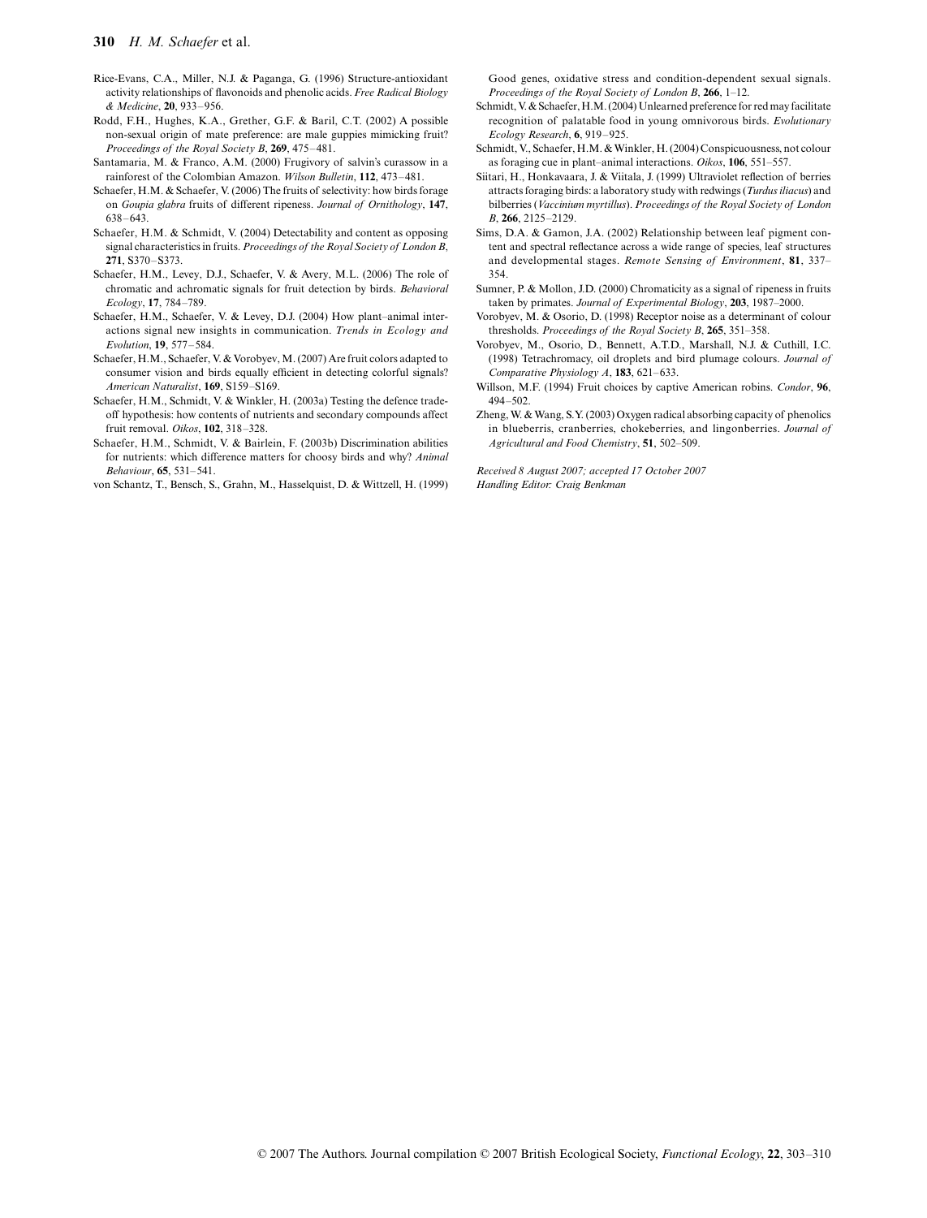Rice-Evans, C.A., Miller, N.J. & Paganga, G. (1996) Structure-antioxidant activity relationships of flavonoids and phenolic acids. *Free Radical Biology & Medicine*, **20**, 933–956.

Rodd, F.H., Hughes, K.A., Grether, G.F. & Baril, C.T. (2002) A possible non-sexual origin of mate preference: are male guppies mimicking fruit? *Proceedings of the Royal Society B*, **269**, 475–481.

Santamaria, M. & Franco, A.M. (2000) Frugivory of salvin's curassow in a rainforest of the Colombian Amazon. *Wilson Bulletin*, **112**, 473–481.

Schaefer, H.M. & Schaefer, V. (2006) The fruits of selectivity: how birds forage on *Goupia glabra* fruits of different ripeness. *Journal of Ornithology*, **147**, 638–643.

Schaefer, H.M. & Schmidt, V. (2004) Detectability and content as opposing signal characteristics in fruits. *Proceedings of the Royal Society of London B*, **271**, S370–S373.

Schaefer, H.M., Levey, D.J., Schaefer, V. & Avery, M.L. (2006) The role of chromatic and achromatic signals for fruit detection by birds. *Behavioral Ecology*, **17**, 784–789.

Schaefer, H.M., Schaefer, V. & Levey, D.J. (2004) How plant–animal interactions signal new insights in communication. *Trends in Ecology and Evolution*, **19**, 577–584.

Schaefer, H.M., Schaefer, V. & Vorobyev, M. (2007) Are fruit colors adapted to consumer vision and birds equally efficient in detecting colorful signals? *American Naturalist*, **169**, S159–S169.

Schaefer, H.M., Schmidt, V. & Winkler, H. (2003a) Testing the defence trade-off hypothesis: how contents of nutrients and secondary compounds affect fruit removal. *Oikos*, **102**, 318–328.

Schaefer, H.M., Schmidt, V. & Bairlein, F. (2003b) Discrimination abilities for nutrients: which difference matters for choosy birds and why? *Animal Behaviour*, **65**, 531–541.

von Schantz, T., Bensch, S., Grahn, M., Hasselquist, D. & Wittzell, H. (1999) Good genes, oxidative stress and condition-dependent sexual signals. *Proceedings of the Royal Society of London B*, **266**, 1–12.

Schmidt, V. & Schaefer, H.M. (2004) Unlearned preference for red may facilitate recognition of palatable food in young omnivorous birds. *Evolutionary Ecology Research*, **6**, 919–925.

Schmidt, V., Schaefer, H.M. & Winkler, H. (2004) Conspicuousness, not colour as foraging cue in plant–animal interactions. *Oikos*, **106**, 551–557.

Siitari, H., Honkavaara, J. & Viitala, J. (1999) Ultraviolet reflection of berries attracts foraging birds: a laboratory study with redwings (*Turdus iliacus*) and bilberries (*Vaccinium myrtillus*). *Proceedings of the Royal Society of London B*, **266**, 2125–2129.

Sims, D.A. & Gamon, J.A. (2002) Relationship between leaf pigment content and spectral reflectance across a wide range of species, leaf structures and developmental stages. *Remote Sensing of Environment*, **81**, 337–354.

Sumner, P. & Mollon, J.D. (2000) Chromaticity as a signal of ripeness in fruits taken by primates. *Journal of Experimental Biology*, **203**, 1987–2000.

Vorobyev, M. & Osorio, D. (1998) Receptor noise as a determinant of colour thresholds. *Proceedings of the Royal Society B*, **265**, 351–358.

Vorobyev, M., Osorio, D., Bennett, A.T.D., Marshall, N.J. & Cuthill, I.C. (1998) Tetrachromacy, oil droplets and bird plumage colours. *Journal of Comparative Physiology A*, **183**, 621–633.

Willson, M.F. (1994) Fruit choices by captive American robins. *Condor*, **96**, 494–502.

Zheng, W. & Wang, S.Y. (2003) Oxygen radical absorbing capacity of phenolics in blueberris, cranberries, chokeberries, and lingonberries. *Journal of Agricultural and Food Chemistry*, **51**, 502–509.

*Received 8 August 2007; accepted 17 October 2007*
*Handling Editor: Craig Benkman*